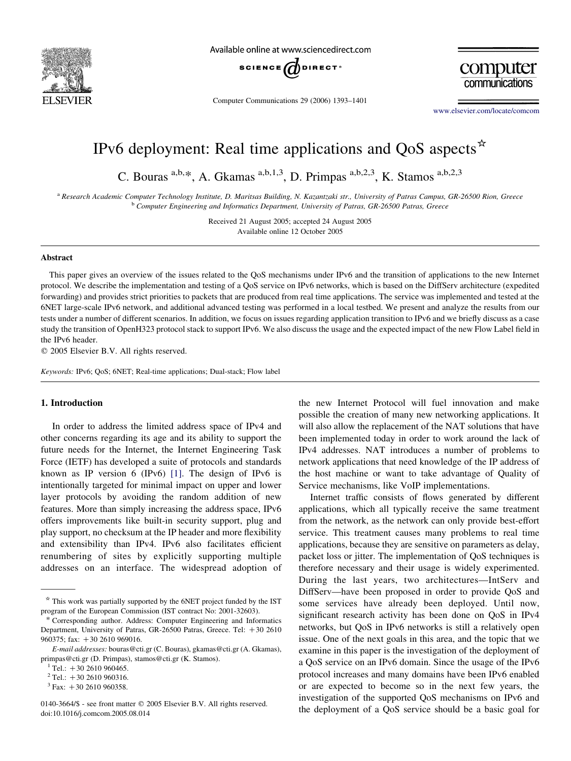# IPv6 deployment: Real time applications and QoS aspects ☆

C. Bouras [a,b,*], A. Gkamas [a,b,1,3], D. Primpas [a,b,2,3], K. Stamos [a,b,2,3]

[a] Research Academic Computer Technology Institute, D. Maritsas Building, N. Kazantzaki str., University of Patras Campus, GR-26500 Rion, Greece
[b] Computer Engineering and Informatics Department, University of Patras, GR-26500 Patras, Greece

Received 21 August 2005; accepted 24 August 2005
Available online 12 October 2005

## Abstract

This paper gives an overview of the issues related to the QoS mechanisms under IPv6 and the transition of applications to the new Internet protocol. We describe the implementation and testing of a QoS service on IPv6 networks, which is based on the DiffServ architecture (expedited forwarding) and provides strict priorities to packets that are produced from real time applications. The service was implemented and tested at the 6NET large-scale IPv6 network, and additional advanced testing was performed in a local testbed. We present and analyze the results from our tests under a number of different scenarios. In addition, we focus on issues regarding application transition to IPv6 and we briefly discuss as a case study the transition of OpenH323 protocol stack to support IPv6. We also discuss the usage and the expected impact of the new Flow Label field in the IPv6 header.

© 2005 Elsevier B.V. All rights reserved.

*Keywords:* IPv6; QoS; 6NET; Real-time applications; Dual-stack; Flow label

## 1. Introduction

In order to address the limited address space of IPv4 and other concerns regarding its age and its ability to support the future needs for the Internet, the Internet Engineering Task Force (IETF) has developed a suite of protocols and standards known as IP version 6 (IPv6) [1]. The design of IPv6 is intentionally targeted for minimal impact on upper and lower layer protocols by avoiding the random addition of new features. More than simply increasing the address space, IPv6 offers improvements like built-in security support, plug and play support, no checksum at the IP header and more flexibility and extensibility than IPv4. IPv6 also facilitates efficient renumbering of sites by explicitly supporting multiple addresses on an interface. The widespread adoption of the new Internet Protocol will fuel innovation and make possible the creation of many new networking applications. It will also allow the replacement of the NAT solutions that have been implemented today in order to work around the lack of IPv4 addresses. NAT introduces a number of problems to network applications that need knowledge of the IP address of the host machine or want to take advantage of Quality of Service mechanisms, like VoIP implementations.

Internet traffic consists of flows generated by different applications, which all typically receive the same treatment from the network, as the network can only provide best-effort service. This treatment causes many problems to real time applications, because they are sensitive on parameters as delay, packet loss or jitter. The implementation of QoS techniques is therefore necessary and their usage is widely experimented. During the last years, two architectures—IntServ and DiffServ—have been proposed in order to provide QoS and some services have already been deployed. Until now, significant research activity has been done on QoS in IPv4 networks, but QoS in IPv6 networks is still a relatively open issue. One of the next goals in this area, and the topic that we examine in this paper is the investigation of the deployment of a QoS service on an IPv6 domain. Since the usage of the IPv6 protocol increases and many domains have been IPv6 enabled or are expected to become so in the next few years, the investigation of the supported QoS mechanisms on IPv6 and the deployment of a QoS service should be a basic goal for

---

☆ This work was partially supported by the 6NET project funded by the IST program of the European Commission (IST contract No: 2001-32603).

\* Corresponding author. Address: Computer Engineering and Informatics Department, University of Patras, GR-26500 Patras, Greece. Tel: +30 2610 960375; fax: +30 2610 969016.

*E-mail addresses:* bouras@cti.gr (C. Bouras), gkamas@cti.gr (A. Gkamas), primpas@cti.gr (D. Primpas), stamos@cti.gr (K. Stamos).

[1] Tel.: +30 2610 960465.
[2] Tel.: +30 2610 960316.
[3] Fax: +30 2610 960358.

0140-3664/$ - see front matter © 2005 Elsevier B.V. All rights reserved.
doi:10.1016/j.comcom.2005.08.014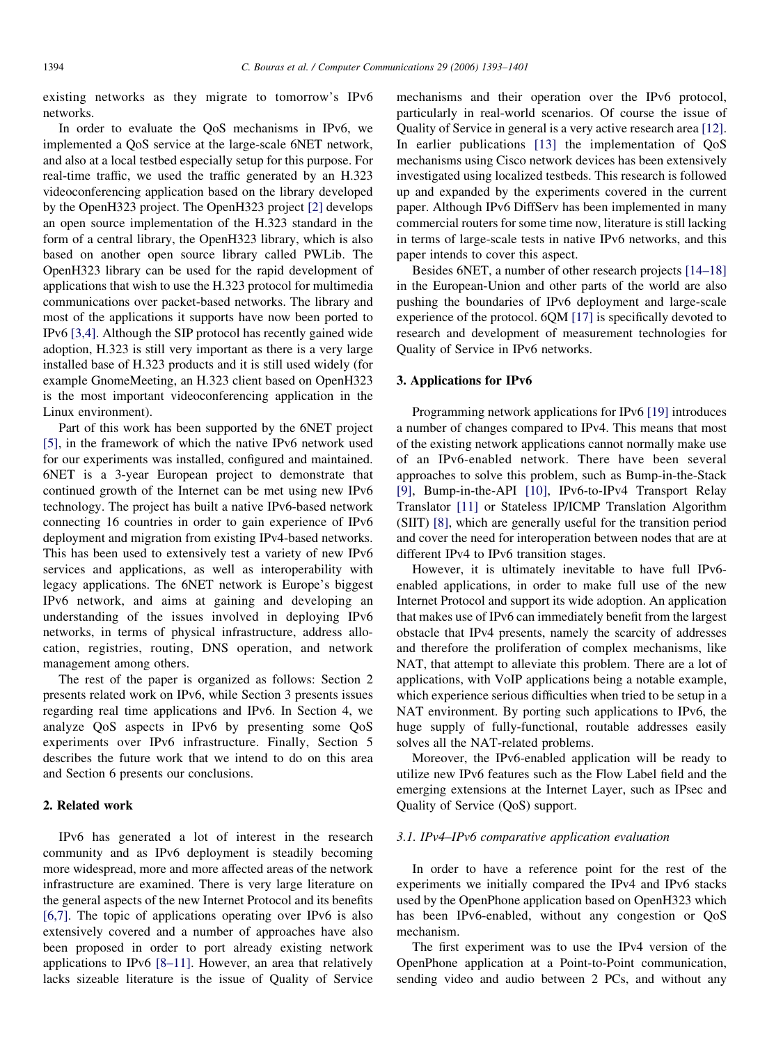existing networks as they migrate to tomorrow's IPv6 networks.

In order to evaluate the QoS mechanisms in IPv6, we implemented a QoS service at the large-scale 6NET network, and also at a local testbed especially setup for this purpose. For real-time traffic, we used the traffic generated by an H.323 videoconferencing application based on the library developed by the OpenH323 project. The OpenH323 project [2] develops an open source implementation of the H.323 standard in the form of a central library, the OpenH323 library, which is also based on another open source library called PWLib. The OpenH323 library can be used for the rapid development of applications that wish to use the H.323 protocol for multimedia communications over packet-based networks. The library and most of the applications it supports have now been ported to IPv6 [3,4]. Although the SIP protocol has recently gained wide adoption, H.323 is still very important as there is a very large installed base of H.323 products and it is still used widely (for example GnomeMeeting, an H.323 client based on OpenH323 is the most important videoconferencing application in the Linux environment).

Part of this work has been supported by the 6NET project [5], in the framework of which the native IPv6 network used for our experiments was installed, configured and maintained. 6NET is a 3-year European project to demonstrate that continued growth of the Internet can be met using new IPv6 technology. The project has built a native IPv6-based network connecting 16 countries in order to gain experience of IPv6 deployment and migration from existing IPv4-based networks. This has been used to extensively test a variety of new IPv6 services and applications, as well as interoperability with legacy applications. The 6NET network is Europe's biggest IPv6 network, and aims at gaining and developing an understanding of the issues involved in deploying IPv6 networks, in terms of physical infrastructure, address allocation, registries, routing, DNS operation, and network management among others.

The rest of the paper is organized as follows: Section 2 presents related work on IPv6, while Section 3 presents issues regarding real time applications and IPv6. In Section 4, we analyze QoS aspects in IPv6 by presenting some QoS experiments over IPv6 infrastructure. Finally, Section 5 describes the future work that we intend to do on this area and Section 6 presents our conclusions.

## 2. Related work

IPv6 has generated a lot of interest in the research community and as IPv6 deployment is steadily becoming more widespread, more and more affected areas of the network infrastructure are examined. There is very large literature on the general aspects of the new Internet Protocol and its benefits [6,7]. The topic of applications operating over IPv6 is also extensively covered and a number of approaches have also been proposed in order to port already existing network applications to IPv6 [8–11]. However, an area that relatively lacks sizeable literature is the issue of Quality of Service mechanisms and their operation over the IPv6 protocol, particularly in real-world scenarios. Of course the issue of Quality of Service in general is a very active research area [12]. In earlier publications [13] the implementation of QoS mechanisms using Cisco network devices has been extensively investigated using localized testbeds. This research is followed up and expanded by the experiments covered in the current paper. Although IPv6 DiffServ has been implemented in many commercial routers for some time now, literature is still lacking in terms of large-scale tests in native IPv6 networks, and this paper intends to cover this aspect.

Besides 6NET, a number of other research projects [14–18] in the European-Union and other parts of the world are also pushing the boundaries of IPv6 deployment and large-scale experience of the protocol. 6QM [17] is specifically devoted to research and development of measurement technologies for Quality of Service in IPv6 networks.

## 3. Applications for IPv6

Programming network applications for IPv6 [19] introduces a number of changes compared to IPv4. This means that most of the existing network applications cannot normally make use of an IPv6-enabled network. There have been several approaches to solve this problem, such as Bump-in-the-Stack [9], Bump-in-the-API [10], IPv6-to-IPv4 Transport Relay Translator [11] or Stateless IP/ICMP Translation Algorithm (SIIT) [8], which are generally useful for the transition period and cover the need for interoperation between nodes that are at different IPv4 to IPv6 transition stages.

However, it is ultimately inevitable to have full IPv6-enabled applications, in order to make full use of the new Internet Protocol and support its wide adoption. An application that makes use of IPv6 can immediately benefit from the largest obstacle that IPv4 presents, namely the scarcity of addresses and therefore the proliferation of complex mechanisms, like NAT, that attempt to alleviate this problem. There are a lot of applications, with VoIP applications being a notable example, which experience serious difficulties when tried to be setup in a NAT environment. By porting such applications to IPv6, the huge supply of fully-functional, routable addresses easily solves all the NAT-related problems.

Moreover, the IPv6-enabled application will be ready to utilize new IPv6 features such as the Flow Label field and the emerging extensions at the Internet Layer, such as IPsec and Quality of Service (QoS) support.

### 3.1. IPv4–IPv6 comparative application evaluation

In order to have a reference point for the rest of the experiments we initially compared the IPv4 and IPv6 stacks used by the OpenPhone application based on OpenH323 which has been IPv6-enabled, without any congestion or QoS mechanism.

The first experiment was to use the IPv4 version of the OpenPhone application at a Point-to-Point communication, sending video and audio between 2 PCs, and without any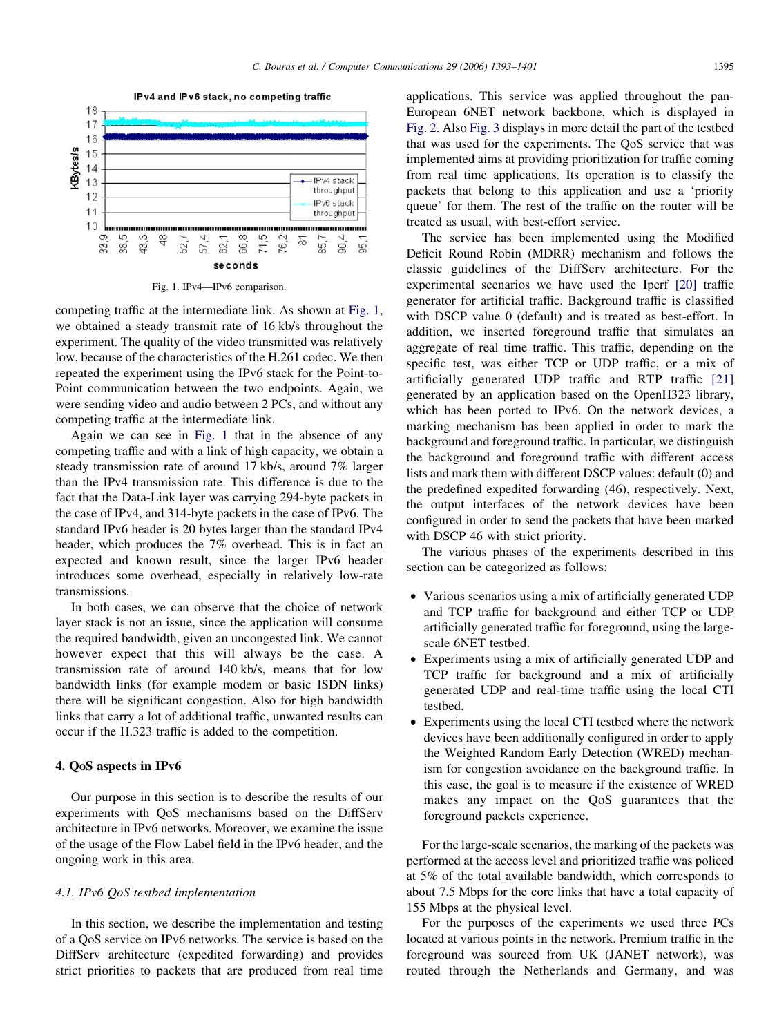Fig. 1. IPv4—IPv6 comparison.

competing traffic at the intermediate link. As shown at Fig. 1, we obtained a steady transmit rate of 16 kb/s throughout the experiment. The quality of the video transmitted was relatively low, because of the characteristics of the H.261 codec. We then repeated the experiment using the IPv6 stack for the Point-to-Point communication between the two endpoints. Again, we were sending video and audio between 2 PCs, and without any competing traffic at the intermediate link.

Again we can see in Fig. 1 that in the absence of any competing traffic and with a link of high capacity, we obtain a steady transmission rate of around 17 kb/s, around 7% larger than the IPv4 transmission rate. This difference is due to the fact that the Data-Link layer was carrying 294-byte packets in the case of IPv4, and 314-byte packets in the case of IPv6. The standard IPv6 header is 20 bytes larger than the standard IPv4 header, which produces the 7% overhead. This is in fact an expected and known result, since the larger IPv6 header introduces some overhead, especially in relatively low-rate transmissions.

In both cases, we can observe that the choice of network layer stack is not an issue, since the application will consume the required bandwidth, given an uncongested link. We cannot however expect that this will always be the case. A transmission rate of around 140 kb/s, means that for low bandwidth links (for example modem or basic ISDN links) there will be significant congestion. Also for high bandwidth links that carry a lot of additional traffic, unwanted results can occur if the H.323 traffic is added to the competition.

## 4. QoS aspects in IPv6

Our purpose in this section is to describe the results of our experiments with QoS mechanisms based on the DiffServ architecture in IPv6 networks. Moreover, we examine the issue of the usage of the Flow Label field in the IPv6 header, and the ongoing work in this area.

### 4.1. IPv6 QoS testbed implementation

In this section, we describe the implementation and testing of a QoS service on IPv6 networks. The service is based on the DiffServ architecture (expedited forwarding) and provides strict priorities to packets that are produced from real time applications. This service was applied throughout the pan-European 6NET network backbone, which is displayed in Fig. 2. Also Fig. 3 displays in more detail the part of the testbed that was used for the experiments. The QoS service that was implemented aims at providing prioritization for traffic coming from real time applications. Its operation is to classify the packets that belong to this application and use a 'priority queue' for them. The rest of the traffic on the router will be treated as usual, with best-effort service.

The service has been implemented using the Modified Deficit Round Robin (MDRR) mechanism and follows the classic guidelines of the DiffServ architecture. For the experimental scenarios we have used the Iperf [20] traffic generator for artificial traffic. Background traffic is classified with DSCP value 0 (default) and is treated as best-effort. In addition, we inserted foreground traffic that simulates an aggregate of real time traffic. This traffic, depending on the specific test, was either TCP or UDP traffic, or a mix of artificially generated UDP traffic and RTP traffic [21] generated by an application based on the OpenH323 library, which has been ported to IPv6. On the network devices, a marking mechanism has been applied in order to mark the background and foreground traffic. In particular, we distinguish the background and foreground traffic with different access lists and mark them with different DSCP values: default (0) and the predefined expedited forwarding (46), respectively. Next, the output interfaces of the network devices have been configured in order to send the packets that have been marked with DSCP 46 with strict priority.

The various phases of the experiments described in this section can be categorized as follows:

- Various scenarios using a mix of artificially generated UDP and TCP traffic for background and either TCP or UDP artificially generated traffic for foreground, using the large-scale 6NET testbed.
- Experiments using a mix of artificially generated UDP and TCP traffic for background and a mix of artificially generated UDP and real-time traffic using the local CTI testbed.
- Experiments using the local CTI testbed where the network devices have been additionally configured in order to apply the Weighted Random Early Detection (WRED) mechanism for congestion avoidance on the background traffic. In this case, the goal is to measure if the existence of WRED makes any impact on the QoS guarantees that the foreground packets experience.

For the large-scale scenarios, the marking of the packets was performed at the access level and prioritized traffic was policed at 5% of the total available bandwidth, which corresponds to about 7.5 Mbps for the core links that have a total capacity of 155 Mbps at the physical level.

For the purposes of the experiments we used three PCs located at various points in the network. Premium traffic in the foreground was sourced from UK (JANET network), was routed through the Netherlands and Germany, and was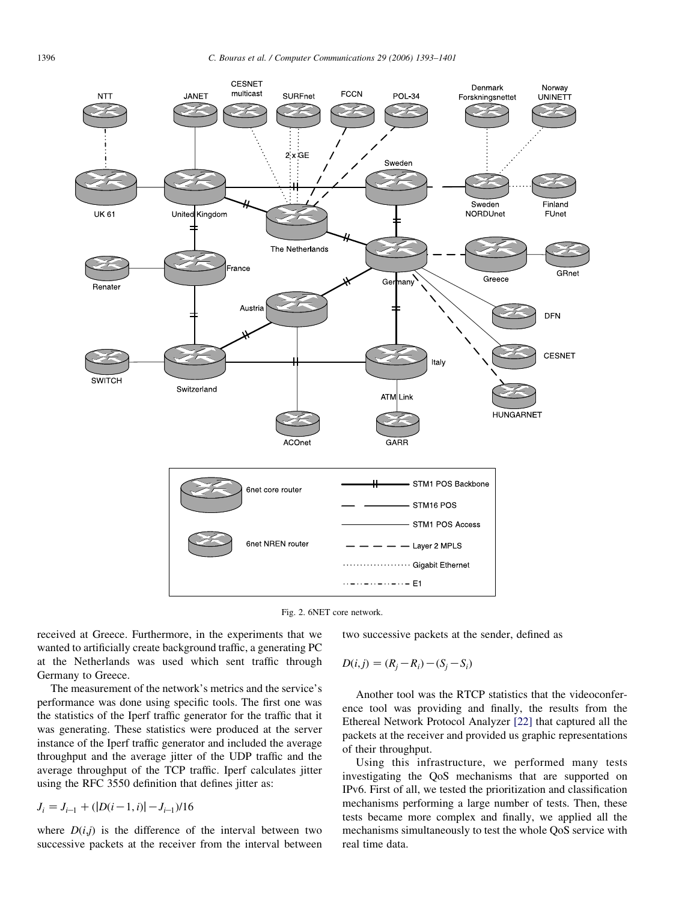Fig. 2. 6NET core network.

received at Greece. Furthermore, in the experiments that we wanted to artificially create background traffic, a generating PC at the Netherlands was used which sent traffic through Germany to Greece.

The measurement of the network's metrics and the service's performance was done using specific tools. The first one was the statistics of the Iperf traffic generator for the traffic that it was generating. These statistics were produced at the server instance of the Iperf traffic generator and included the average throughput and the average jitter of the UDP traffic and the average throughput of the TCP traffic. Iperf calculates jitter using the RFC 3550 definition that defines jitter as:

$$J_i = J_{i-1} + (|D(i-1,i)| - J_{i-1})/16$$

where $D(i,j)$ is the difference of the interval between two successive packets at the receiver from the interval between two successive packets at the sender, defined as

$$D(i,j) = (R_j - R_i) - (S_j - S_i)$$

Another tool was the RTCP statistics that the videoconference tool was providing and finally, the results from the Ethereal Network Protocol Analyzer [22] that captured all the packets at the receiver and provided us graphic representations of their throughput.

Using this infrastructure, we performed many tests investigating the QoS mechanisms that are supported on IPv6. First of all, we tested the prioritization and classification mechanisms performing a large number of tests. Then, these tests became more complex and finally, we applied all the mechanisms simultaneously to test the whole QoS service with real time data.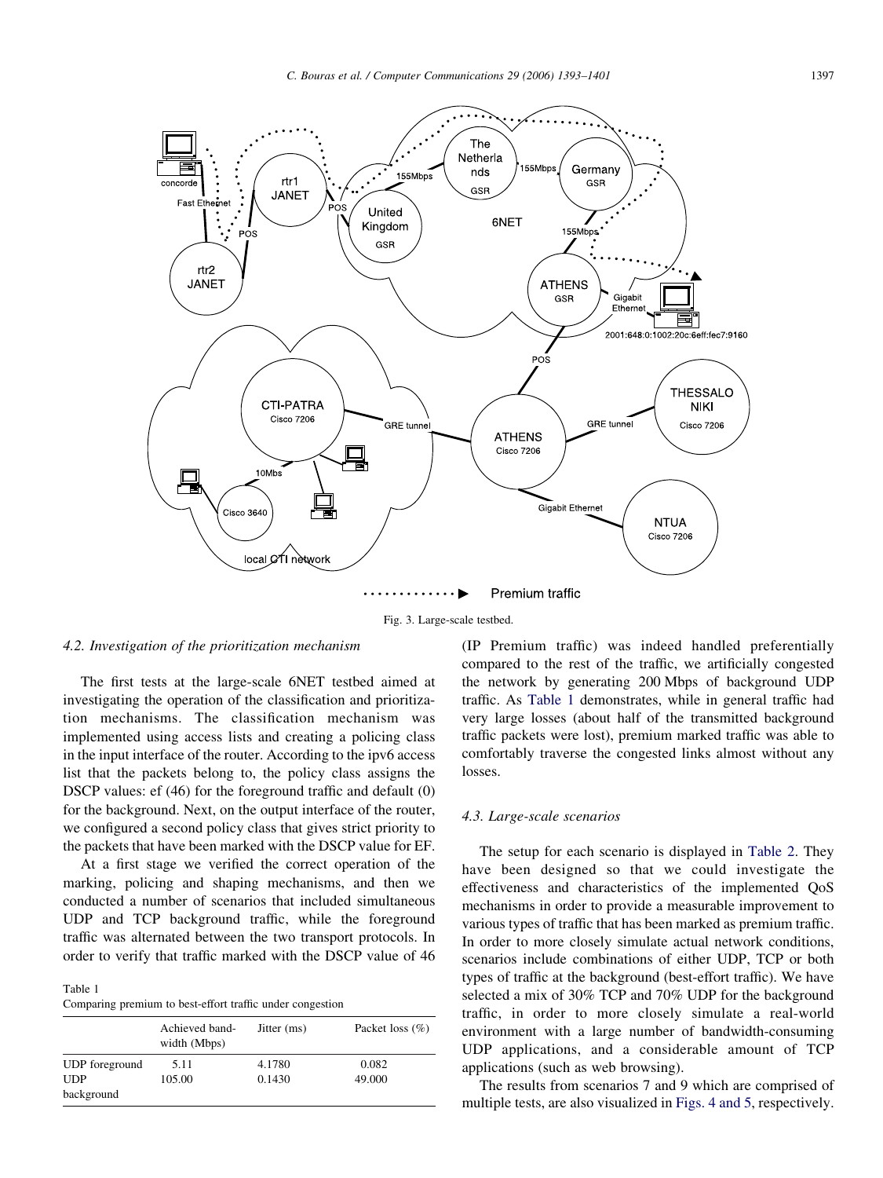Fig. 3. Large-scale testbed.

### 4.2. Investigation of the prioritization mechanism

The first tests at the large-scale 6NET testbed aimed at investigating the operation of the classification and prioritization mechanisms. The classification mechanism was implemented using access lists and creating a policing class in the input interface of the router. According to the ipv6 access list that the packets belong to, the policy class assigns the DSCP values: ef (46) for the foreground traffic and default (0) for the background. Next, on the output interface of the router, we configured a second policy class that gives strict priority to the packets that have been marked with the DSCP value for EF.

At a first stage we verified the correct operation of the marking, policing and shaping mechanisms, and then we conducted a number of scenarios that included simultaneous UDP and TCP background traffic, while the foreground traffic was alternated between the two transport protocols. In order to verify that traffic marked with the DSCP value of 46 (IP Premium traffic) was indeed handled preferentially compared to the rest of the traffic, we artificially congested the network by generating 200 Mbps of background UDP traffic. As Table 1 demonstrates, while in general traffic had very large losses (about half of the transmitted background traffic packets were lost), premium marked traffic was able to comfortably traverse the congested links almost without any losses.

Table 1
Comparing premium to best-effort traffic under congestion

| | Achieved bandwidth (Mbps) | Jitter (ms) | Packet loss (%) |
|---|---|---|---|
| UDP foreground | 5.11 | 4.1780 | 0.082 |
| UDP background | 105.00 | 0.1430 | 49.000 |

### 4.3. Large-scale scenarios

The setup for each scenario is displayed in Table 2. They have been designed so that we could investigate the effectiveness and characteristics of the implemented QoS mechanisms in order to provide a measurable improvement to various types of traffic that has been marked as premium traffic. In order to more closely simulate actual network conditions, scenarios include combinations of either UDP, TCP or both types of traffic at the background (best-effort traffic). We have selected a mix of 30% TCP and 70% UDP for the background traffic, in order to more closely simulate a real-world environment with a large number of bandwidth-consuming UDP applications, and a considerable amount of TCP applications (such as web browsing).

The results from scenarios 7 and 9 which are comprised of multiple tests, are also visualized in Figs. 4 and 5, respectively.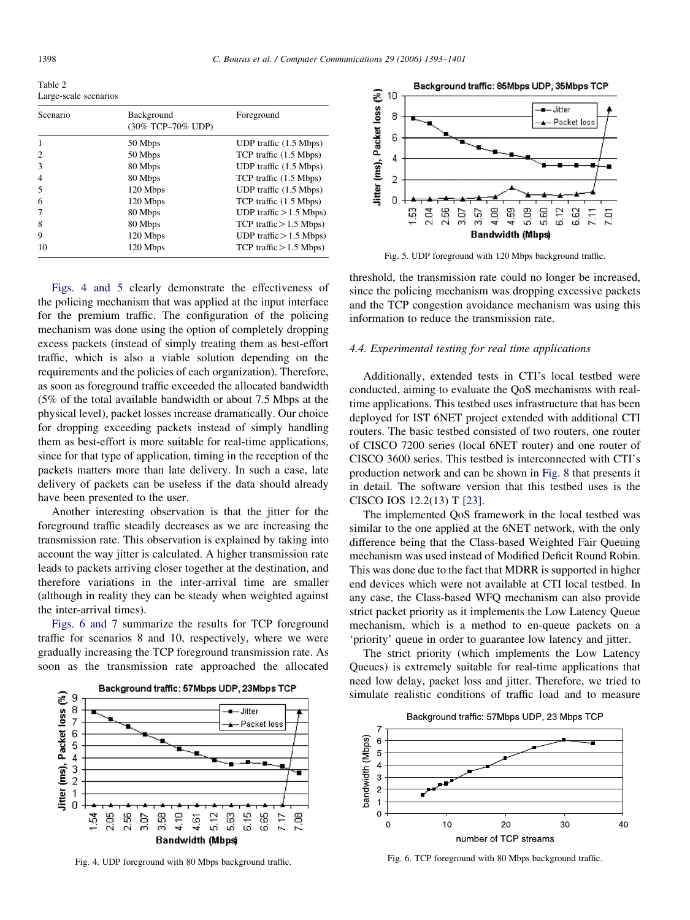Table 2
Large-scale scenarios

| Scenario | Background (30% TCP–70% UDP) | Foreground |
|---|---|---|
| 1 | 50 Mbps | UDP traffic (1.5 Mbps) |
| 2 | 50 Mbps | TCP traffic (1.5 Mbps) |
| 3 | 80 Mbps | UDP traffic (1.5 Mbps) |
| 4 | 80 Mbps | TCP traffic (1.5 Mbps) |
| 5 | 120 Mbps | UDP traffic (1.5 Mbps) |
| 6 | 120 Mbps | TCP traffic (1.5 Mbps) |
| 7 | 80 Mbps | UDP traffic > 1.5 Mbps) |
| 8 | 80 Mbps | TCP traffic > 1.5 Mbps) |
| 9 | 120 Mbps | UDP traffic > 1.5 Mbps) |
| 10 | 120 Mbps | TCP traffic > 1.5 Mbps) |

Figs. 4 and 5 clearly demonstrate the effectiveness of the policing mechanism that was applied at the input interface for the premium traffic. The configuration of the policing mechanism was done using the option of completely dropping excess packets (instead of simply treating them as best-effort traffic, which is also a viable solution depending on the requirements and the policies of each organization). Therefore, as soon as foreground traffic exceeded the allocated bandwidth (5% of the total available bandwidth or about 7.5 Mbps at the physical level), packet losses increase dramatically. Our choice for dropping exceeding packets instead of simply handling them as best-effort is more suitable for real-time applications, since for that type of application, timing in the reception of the packets matters more than late delivery. In such a case, late delivery of packets can be useless if the data should already have been presented to the user.

Another interesting observation is that the jitter for the foreground traffic steadily decreases as we are increasing the transmission rate. This observation is explained by taking into account the way jitter is calculated. A higher transmission rate leads to packets arriving closer together at the destination, and therefore variations in the inter-arrival time are smaller (although in reality they can be steady when weighted against the inter-arrival times).

Figs. 6 and 7 summarize the results for TCP foreground traffic for scenarios 8 and 10, respectively, where we were gradually increasing the TCP foreground transmission rate. As soon as the transmission rate approached the allocated threshold, the transmission rate could no longer be increased, since the policing mechanism was dropping excessive packets and the TCP congestion avoidance mechanism was using this information to reduce the transmission rate.

Fig. 4. UDP foreground with 80 Mbps background traffic.

Fig. 5. UDP foreground with 120 Mbps background traffic.

### 4.4. Experimental testing for real time applications

Additionally, extended tests in CTI's local testbed were conducted, aiming to evaluate the QoS mechanisms with real-time applications. This testbed uses infrastructure that has been deployed for IST 6NET project extended with additional CTI routers. The basic testbed consisted of two routers, one router of CISCO 7200 series (local 6NET router) and one router of CISCO 3600 series. This testbed is interconnected with CTI's production network and can be shown in Fig. 8 that presents it in detail. The software version that this testbed uses is the CISCO IOS 12.2(13) T [23].

The implemented QoS framework in the local testbed was similar to the one applied at the 6NET network, with the only difference being that the Class-based Weighted Fair Queuing mechanism was used instead of Modified Deficit Round Robin. This was done due to the fact that MDRR is supported in higher end devices which were not available at CTI local testbed. In any case, the Class-based WFQ mechanism can also provide strict packet priority as it implements the Low Latency Queue mechanism, which is a method to en-queue packets on a 'priority' queue in order to guarantee low latency and jitter.

The strict priority (which implements the Low Latency Queues) is extremely suitable for real-time applications that need low delay, packet loss and jitter. Therefore, we tried to simulate realistic conditions of traffic load and to measure

Fig. 6. TCP foreground with 80 Mbps background traffic.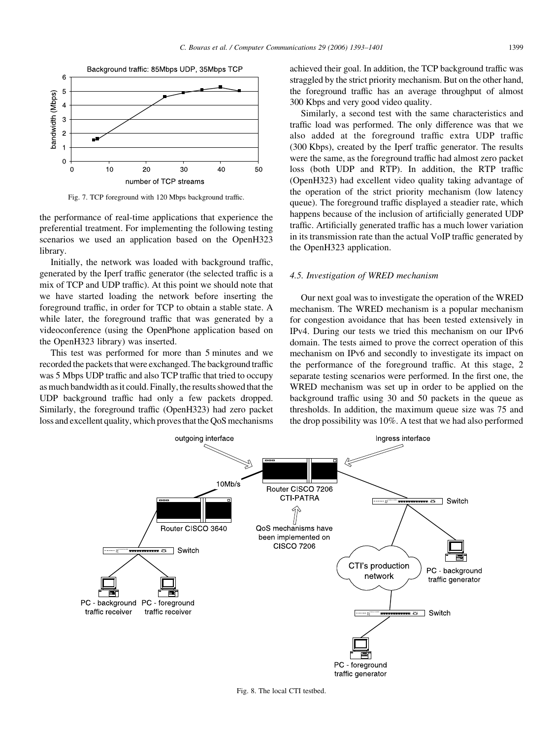Fig. 7. TCP foreground with 120 Mbps background traffic.

the performance of real-time applications that experience the preferential treatment. For implementing the following testing scenarios we used an application based on the OpenH323 library.

Initially, the network was loaded with background traffic, generated by the Iperf traffic generator (the selected traffic is a mix of TCP and UDP traffic). At this point we should note that we have started loading the network before inserting the foreground traffic, in order for TCP to obtain a stable state. A while later, the foreground traffic that was generated by a videoconference (using the OpenPhone application based on the OpenH323 library) was inserted.

This test was performed for more than 5 minutes and we recorded the packets that were exchanged. The background traffic was 5 Mbps UDP traffic and also TCP traffic that tried to occupy as much bandwidth as it could. Finally, the results showed that the UDP background traffic had only a few packets dropped. Similarly, the foreground traffic (OpenH323) had zero packet loss and excellent quality, which proves that the QoS mechanisms achieved their goal. In addition, the TCP background traffic was straggled by the strict priority mechanism. But on the other hand, the foreground traffic has an average throughput of almost 300 Kbps and very good video quality.

Similarly, a second test with the same characteristics and traffic load was performed. The only difference was that we also added at the foreground traffic extra UDP traffic (300 Kbps), created by the Iperf traffic generator. The results were the same, as the foreground traffic had almost zero packet loss (both UDP and RTP). In addition, the RTP traffic (OpenH323) had excellent video quality taking advantage of the operation of the strict priority mechanism (low latency queue). The foreground traffic displayed a steadier rate, which happens because of the inclusion of artificially generated UDP traffic. Artificially generated traffic has a much lower variation in its transmission rate than the actual VoIP traffic generated by the OpenH323 application.

### *4.5. Investigation of WRED mechanism*

Our next goal was to investigate the operation of the WRED mechanism. The WRED mechanism is a popular mechanism for congestion avoidance that has been tested extensively in IPv4. During our tests we tried this mechanism on our IPv6 domain. The tests aimed to prove the correct operation of this mechanism on IPv6 and secondly to investigate its impact on the performance of the foreground traffic. At this stage, 2 separate testing scenarios were performed. In the first one, the WRED mechanism was set up in order to be applied on the background traffic using 30 and 50 packets in the queue as thresholds. In addition, the maximum queue size was 75 and the drop possibility was 10%. A test that we had also performed

Fig. 8. The local CTI testbed.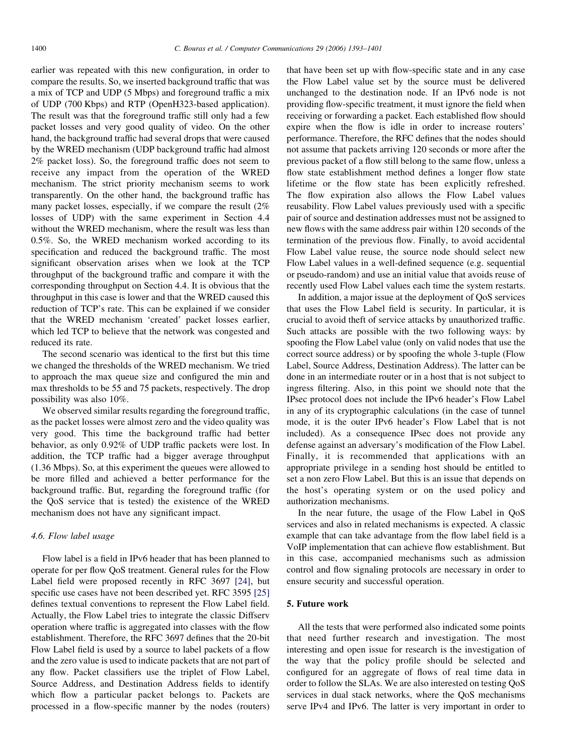earlier was repeated with this new configuration, in order to compare the results. So, we inserted background traffic that was a mix of TCP and UDP (5 Mbps) and foreground traffic a mix of UDP (700 Kbps) and RTP (OpenH323-based application). The result was that the foreground traffic still only had a few packet losses and very good quality of video. On the other hand, the background traffic had several drops that were caused by the WRED mechanism (UDP background traffic had almost 2% packet loss). So, the foreground traffic does not seem to receive any impact from the operation of the WRED mechanism. The strict priority mechanism seems to work transparently. On the other hand, the background traffic has many packet losses, especially, if we compare the result (2% losses of UDP) with the same experiment in Section 4.4 without the WRED mechanism, where the result was less than 0.5%. So, the WRED mechanism worked according to its specification and reduced the background traffic. The most significant observation arises when we look at the TCP throughput of the background traffic and compare it with the corresponding throughput on Section 4.4. It is obvious that the throughput in this case is lower and that the WRED caused this reduction of TCP's rate. This can be explained if we consider that the WRED mechanism 'created' packet losses earlier, which led TCP to believe that the network was congested and reduced its rate.

The second scenario was identical to the first but this time we changed the thresholds of the WRED mechanism. We tried to approach the max queue size and configured the min and max thresholds to be 55 and 75 packets, respectively. The drop possibility was also 10%.

We observed similar results regarding the foreground traffic, as the packet losses were almost zero and the video quality was very good. This time the background traffic had better behavior, as only 0.92% of UDP traffic packets were lost. In addition, the TCP traffic had a bigger average throughput (1.36 Mbps). So, at this experiment the queues were allowed to be more filled and achieved a better performance for the background traffic. But, regarding the foreground traffic (for the QoS service that is tested) the existence of the WRED mechanism does not have any significant impact.

### 4.6. Flow label usage

Flow label is a field in IPv6 header that has been planned to operate for per flow QoS treatment. General rules for the Flow Label field were proposed recently in RFC 3697 [24], but specific use cases have not been described yet. RFC 3595 [25] defines textual conventions to represent the Flow Label field. Actually, the Flow Label tries to integrate the classic Diffserv operation where traffic is aggregated into classes with the flow establishment. Therefore, the RFC 3697 defines that the 20-bit Flow Label field is used by a source to label packets of a flow and the zero value is used to indicate packets that are not part of any flow. Packet classifiers use the triplet of Flow Label, Source Address, and Destination Address fields to identify which flow a particular packet belongs to. Packets are processed in a flow-specific manner by the nodes (routers) that have been set up with flow-specific state and in any case the Flow Label value set by the source must be delivered unchanged to the destination node. If an IPv6 node is not providing flow-specific treatment, it must ignore the field when receiving or forwarding a packet. Each established flow should expire when the flow is idle in order to increase routers' performance. Therefore, the RFC defines that the nodes should not assume that packets arriving 120 seconds or more after the previous packet of a flow still belong to the same flow, unless a flow state establishment method defines a longer flow state lifetime or the flow state has been explicitly refreshed. The flow expiration also allows the Flow Label values reusability. Flow Label values previously used with a specific pair of source and destination addresses must not be assigned to new flows with the same address pair within 120 seconds of the termination of the previous flow. Finally, to avoid accidental Flow Label value reuse, the source node should select new Flow Label values in a well-defined sequence (e.g. sequential or pseudo-random) and use an initial value that avoids reuse of recently used Flow Label values each time the system restarts.

In addition, a major issue at the deployment of QoS services that uses the Flow Label field is security. In particular, it is crucial to avoid theft of service attacks by unauthorized traffic. Such attacks are possible with the two following ways: by spoofing the Flow Label value (only on valid nodes that use the correct source address) or by spoofing the whole 3-tuple (Flow Label, Source Address, Destination Address). The latter can be done in an intermediate router or in a host that is not subject to ingress filtering. Also, in this point we should note that the IPsec protocol does not include the IPv6 header's Flow Label in any of its cryptographic calculations (in the case of tunnel mode, it is the outer IPv6 header's Flow Label that is not included). As a consequence IPsec does not provide any defense against an adversary's modification of the Flow Label. Finally, it is recommended that applications with an appropriate privilege in a sending host should be entitled to set a non zero Flow Label. But this is an issue that depends on the host's operating system or on the used policy and authorization mechanisms.

In the near future, the usage of the Flow Label in QoS services and also in related mechanisms is expected. A classic example that can take advantage from the flow label field is a VoIP implementation that can achieve flow establishment. But in this case, accompanied mechanisms such as admission control and flow signaling protocols are necessary in order to ensure security and successful operation.

## 5. Future work

All the tests that were performed also indicated some points that need further research and investigation. The most interesting and open issue for research is the investigation of the way that the policy profile should be selected and configured for an aggregate of flows of real time data in order to follow the SLAs. We are also interested on testing QoS services in dual stack networks, where the QoS mechanisms serve IPv4 and IPv6. The latter is very important in order to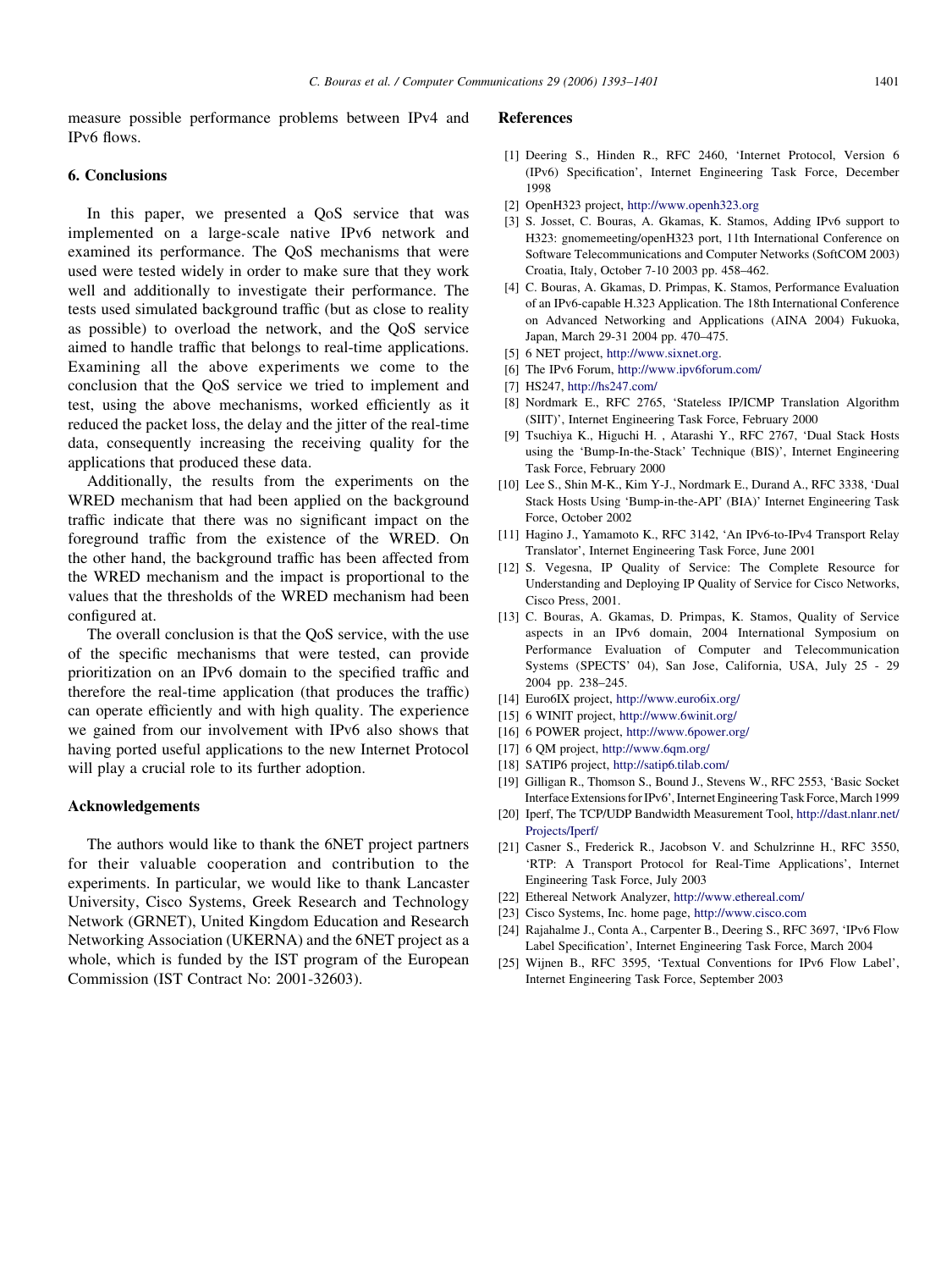measure possible performance problems between IPv4 and IPv6 flows.

## 6. Conclusions

In this paper, we presented a QoS service that was implemented on a large-scale native IPv6 network and examined its performance. The QoS mechanisms that were used were tested widely in order to make sure that they work well and additionally to investigate their performance. The tests used simulated background traffic (but as close to reality as possible) to overload the network, and the QoS service aimed to handle traffic that belongs to real-time applications. Examining all the above experiments we come to the conclusion that the QoS service we tried to implement and test, using the above mechanisms, worked efficiently as it reduced the packet loss, the delay and the jitter of the real-time data, consequently increasing the receiving quality for the applications that produced these data.

Additionally, the results from the experiments on the WRED mechanism that had been applied on the background traffic indicate that there was no significant impact on the foreground traffic from the existence of the WRED. On the other hand, the background traffic has been affected from the WRED mechanism and the impact is proportional to the values that the thresholds of the WRED mechanism had been configured at.

The overall conclusion is that the QoS service, with the use of the specific mechanisms that were tested, can provide prioritization on an IPv6 domain to the specified traffic and therefore the real-time application (that produces the traffic) can operate efficiently and with high quality. The experience we gained from our involvement with IPv6 also shows that having ported useful applications to the new Internet Protocol will play a crucial role to its further adoption.

## Acknowledgements

The authors would like to thank the 6NET project partners for their valuable cooperation and contribution to the experiments. In particular, we would like to thank Lancaster University, Cisco Systems, Greek Research and Technology Network (GRNET), United Kingdom Education and Research Networking Association (UKERNA) and the 6NET project as a whole, which is funded by the IST program of the European Commission (IST Contract No: 2001-32603).

## References

[1] Deering S., Hinden R., RFC 2460, 'Internet Protocol, Version 6 (IPv6) Specification', Internet Engineering Task Force, December 1998

[2] OpenH323 project, http://www.openh323.org

[3] S. Josset, C. Bouras, A. Gkamas, K. Stamos, Adding IPv6 support to H323: gnomemeeting/openH323 port, 11th International Conference on Software Telecommunications and Computer Networks (SoftCOM 2003) Croatia, Italy, October 7-10 2003 pp. 458–462.

[4] C. Bouras, A. Gkamas, D. Primpas, K. Stamos, Performance Evaluation of an IPv6-capable H.323 Application. The 18th International Conference on Advanced Networking and Applications (AINA 2004) Fukuoka, Japan, March 29-31 2004 pp. 470–475.

[5] 6 NET project, http://www.sixnet.org.

[6] The IPv6 Forum, http://www.ipv6forum.com/

[7] HS247, http://hs247.com/

[8] Nordmark E., RFC 2765, 'Stateless IP/ICMP Translation Algorithm (SIIT)', Internet Engineering Task Force, February 2000

[9] Tsuchiya K., Higuchi H. , Atarashi Y., RFC 2767, 'Dual Stack Hosts using the 'Bump-In-the-Stack' Technique (BIS)', Internet Engineering Task Force, February 2000

[10] Lee S., Shin M-K., Kim Y-J., Nordmark E., Durand A., RFC 3338, 'Dual Stack Hosts Using 'Bump-in-the-API' (BIA)' Internet Engineering Task Force, October 2002

[11] Hagino J., Yamamoto K., RFC 3142, 'An IPv6-to-IPv4 Transport Relay Translator', Internet Engineering Task Force, June 2001

[12] S. Vegesna, IP Quality of Service: The Complete Resource for Understanding and Deploying IP Quality of Service for Cisco Networks, Cisco Press, 2001.

[13] C. Bouras, A. Gkamas, D. Primpas, K. Stamos, Quality of Service aspects in an IPv6 domain, 2004 International Symposium on Performance Evaluation of Computer and Telecommunication Systems (SPECTS' 04), San Jose, California, USA, July 25 - 29 2004 pp. 238–245.

[14] Euro6IX project, http://www.euro6ix.org/

[15] 6 WINIT project, http://www.6winit.org/

[16] 6 POWER project, http://www.6power.org/

[17] 6 QM project, http://www.6qm.org/

[18] SATIP6 project, http://satip6.tilab.com/

[19] Gilligan R., Thomson S., Bound J., Stevens W., RFC 2553, 'Basic Socket Interface Extensions for IPv6', Internet Engineering Task Force, March 1999

[20] Iperf, The TCP/UDP Bandwidth Measurement Tool, http://dast.nlanr.net/Projects/Iperf/

[21] Casner S., Frederick R., Jacobson V. and Schulzrinne H., RFC 3550, 'RTP: A Transport Protocol for Real-Time Applications', Internet Engineering Task Force, July 2003

[22] Ethereal Network Analyzer, http://www.ethereal.com/

[23] Cisco Systems, Inc. home page, http://www.cisco.com

[24] Rajahalme J., Conta A., Carpenter B., Deering S., RFC 3697, 'IPv6 Flow Label Specification', Internet Engineering Task Force, March 2004

[25] Wijnen B., RFC 3595, 'Textual Conventions for IPv6 Flow Label', Internet Engineering Task Force, September 2003